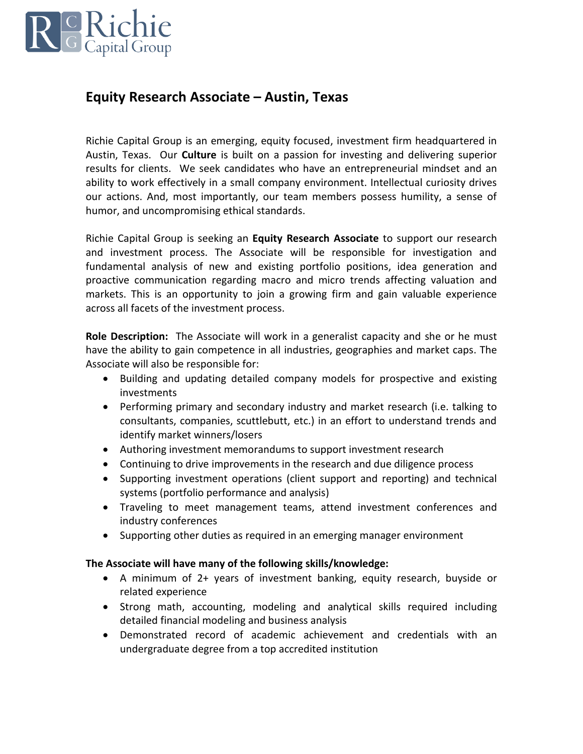# Equity Research Associate – Austin, Texas

Richie Capital Group is an emerging, equity focused, investment firm headquartered in Austin, Texas. Our **Culture** is built on a passion for investing and delivering superior results for clients. We seek candidates who have an entrepreneurial mindset and an ability to work effectively in a small company environment. Intellectual curiosity drives our actions. And, most importantly, our team members possess humility, a sense of humor, and uncompromising ethical standards.

Richie Capital Group is seeking an **Equity Research Associate** to support our research and investment process. The Associate will be responsible for investigation and fundamental analysis of new and existing portfolio positions, idea generation and proactive communication regarding macro and micro trends affecting valuation and markets. This is an opportunity to join a growing firm and gain valuable experience across all facets of the investment process.

**Role Description:** The Associate will work in a generalist capacity and she or he must have the ability to gain competence in all industries, geographies and market caps. The Associate will also be responsible for:

- Building and updating detailed company models for prospective and existing investments
- Performing primary and secondary industry and market research (i.e. talking to consultants, companies, scuttlebutt, etc.) in an effort to understand trends and identify market winners/losers
- Authoring investment memorandums to support investment research
- Continuing to drive improvements in the research and due diligence process
- Supporting investment operations (client support and reporting) and technical systems (portfolio performance and analysis)
- Traveling to meet management teams, attend investment conferences and industry conferences
- Supporting other duties as required in an emerging manager environment

**The Associate will have many of the following skills/knowledge:**

- A minimum of 2+ years of investment banking, equity research, buyside or related experience
- Strong math, accounting, modeling and analytical skills required including detailed financial modeling and business analysis
- Demonstrated record of academic achievement and credentials with an undergraduate degree from a top accredited institution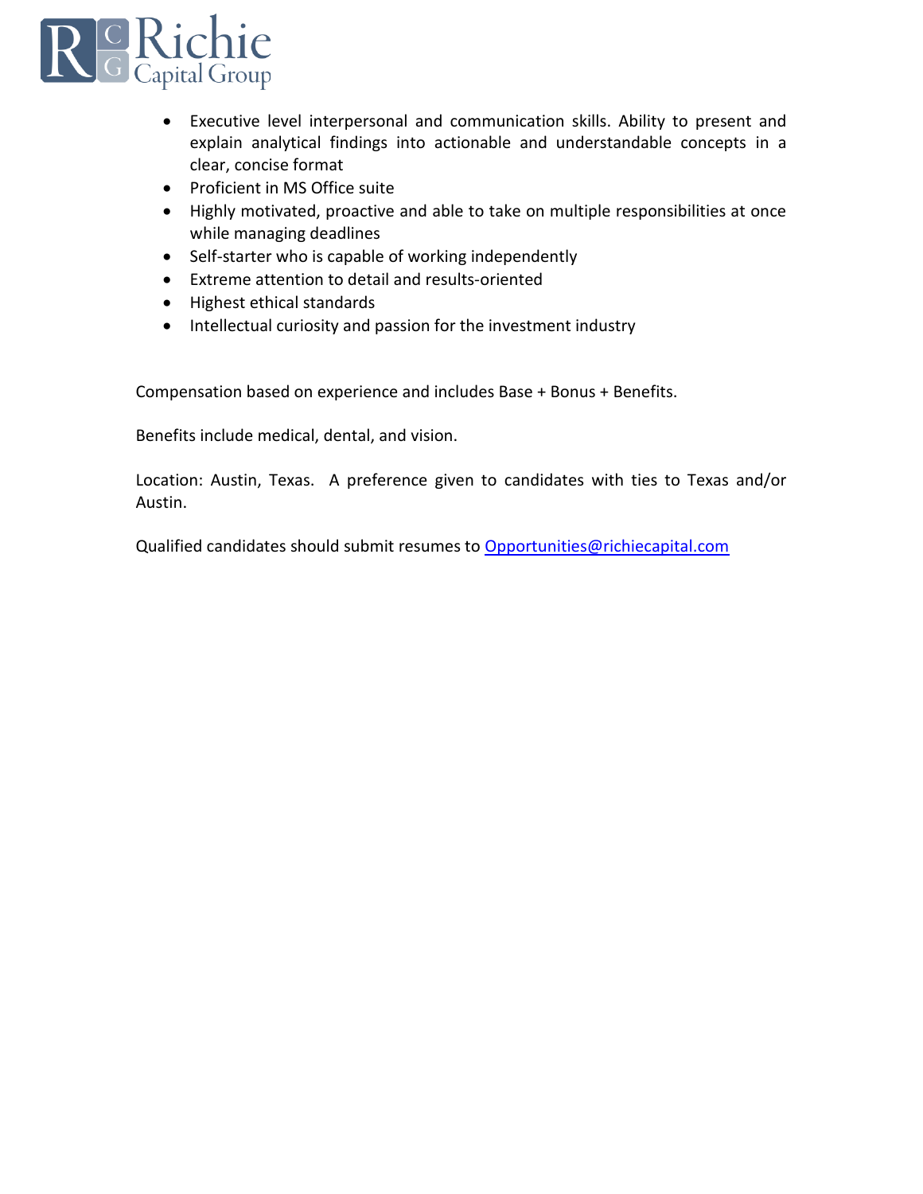- Executive level interpersonal and communication skills. Ability to present and explain analytical findings into actionable and understandable concepts in a clear, concise format
- Proficient in MS Office suite
- Highly motivated, proactive and able to take on multiple responsibilities at once while managing deadlines
- Self-starter who is capable of working independently
- Extreme attention to detail and results-oriented
- Highest ethical standards
- Intellectual curiosity and passion for the investment industry

Compensation based on experience and includes Base + Bonus + Benefits.

Benefits include medical, dental, and vision.

Location: Austin, Texas. A preference given to candidates with ties to Texas and/or Austin.

Qualified candidates should submit resumes to [Opportunities@richiecapital.com](mailto:Opportunities@richiecapital.com)